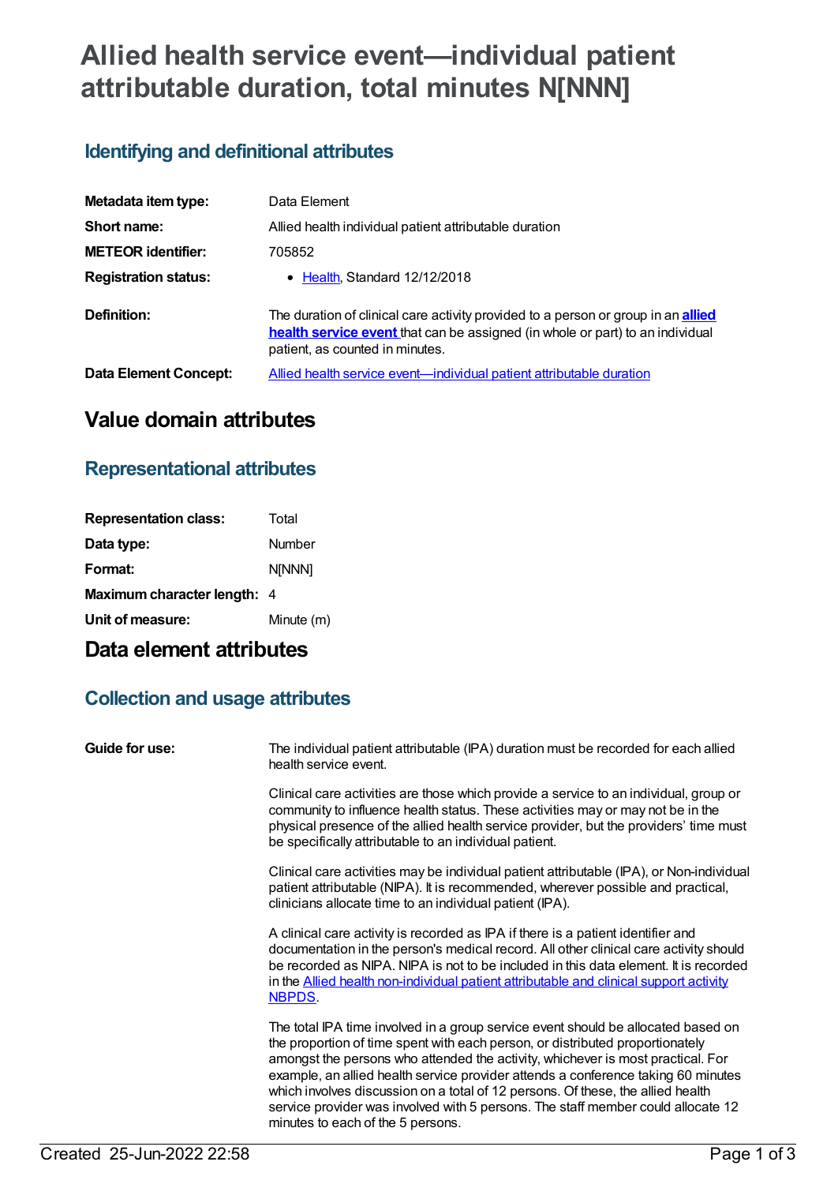# Allied health service event—individual patient attributable duration, total minutes N[NNN]

## Identifying and definitional attributes

| | |
|---|---|
| **Metadata item type:** | Data Element |
| **Short name:** | Allied health individual patient attributable duration |
| **METEOR identifier:** | 705852 |
| **Registration status:** | • Health, Standard 12/12/2018 |
| **Definition:** | The duration of clinical care activity provided to a person or group in an **allied health service event** that can be assigned (in whole or part) to an individual patient, as counted in minutes. |
| **Data Element Concept:** | Allied health service event—individual patient attributable duration |

# Value domain attributes

## Representational attributes

| | |
|---|---|
| **Representation class:** | Total |
| **Data type:** | Number |
| **Format:** | N[NNN] |
| **Maximum character length:** | 4 |
| **Unit of measure:** | Minute (m) |

# Data element attributes

## Collection and usage attributes

**Guide for use:**

The individual patient attributable (IPA) duration must be recorded for each allied health service event.

Clinical care activities are those which provide a service to an individual, group or community to influence health status. These activities may or may not be in the physical presence of the allied health service provider, but the providers' time must be specifically attributable to an individual patient.

Clinical care activities may be individual patient attributable (IPA), or Non-individual patient attributable (NIPA). It is recommended, wherever possible and practical, clinicians allocate time to an individual patient (IPA).

A clinical care activity is recorded as IPA if there is a patient identifier and documentation in the person's medical record. All other clinical care activity should be recorded as NIPA. NIPA is not to be included in this data element. It is recorded in the Allied health non-individual patient attributable and clinical support activity NBPDS.

The total IPA time involved in a group service event should be allocated based on the proportion of time spent with each person, or distributed proportionately amongst the persons who attended the activity, whichever is most practical. For example, an allied health service provider attends a conference taking 60 minutes which involves discussion on a total of 12 persons. Of these, the allied health service provider was involved with 5 persons. The staff member could allocate 12 minutes to each of the 5 persons.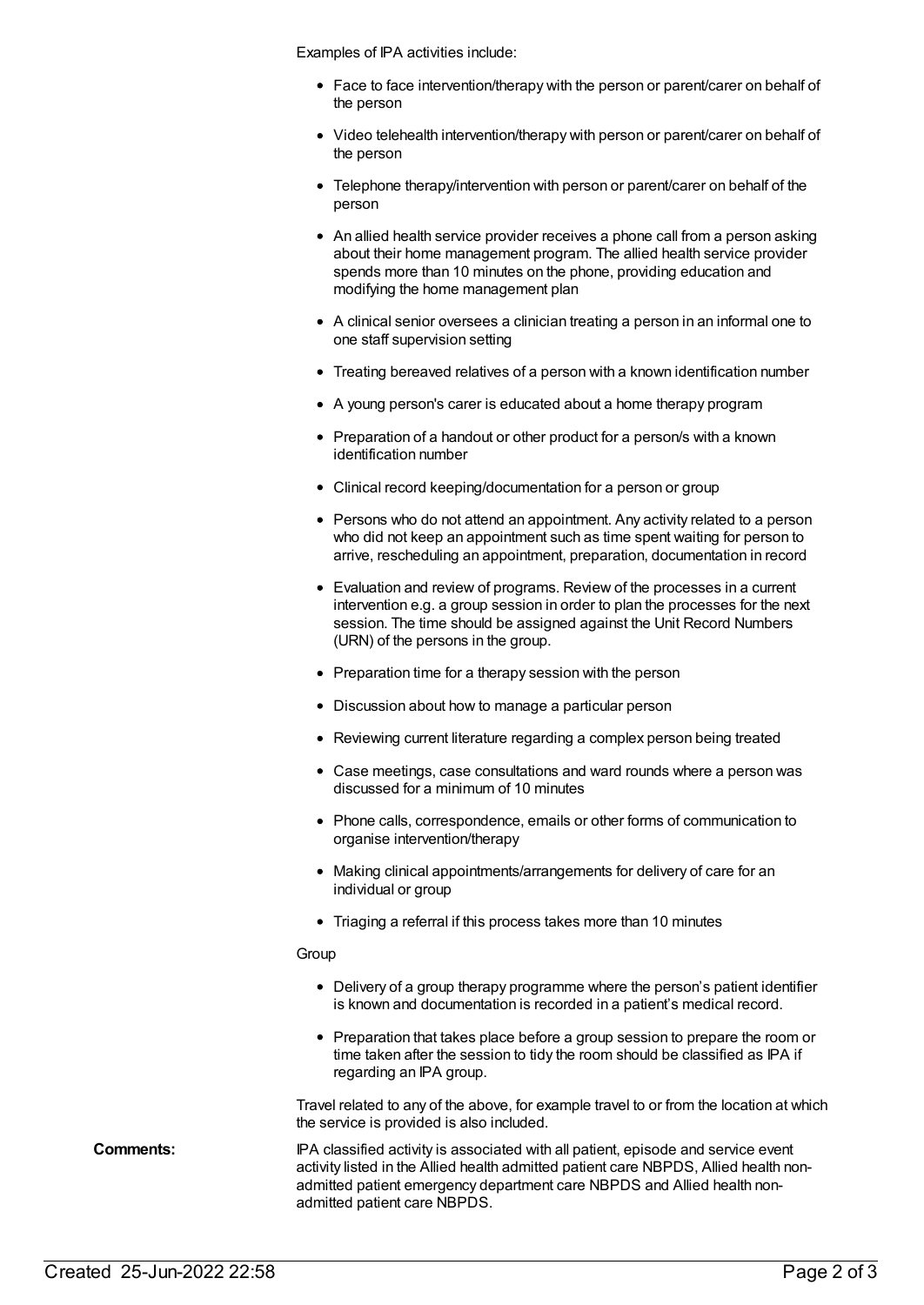Examples of IPA activities include:

- Face to face intervention/therapy with the person or parent/carer on behalf of the person
- Video telehealth intervention/therapy with person or parent/carer on behalf of the person
- Telephone therapy/intervention with person or parent/carer on behalf of the person
- An allied health service provider receives a phone call from a person asking about their home management program. The allied health service provider spends more than 10 minutes on the phone, providing education and modifying the home management plan
- A clinical senior oversees a clinician treating a person in an informal one to one staff supervision setting
- Treating bereaved relatives of a person with a known identification number
- A young person's carer is educated about a home therapy program
- Preparation of a handout or other product for a person/s with a known identification number
- Clinical record keeping/documentation for a person or group
- Persons who do not attend an appointment. Any activity related to a person who did not keep an appointment such as time spent waiting for person to arrive, rescheduling an appointment, preparation, documentation in record
- Evaluation and review of programs. Review of the processes in a current intervention e.g. a group session in order to plan the processes for the next session. The time should be assigned against the Unit Record Numbers (URN) of the persons in the group.
- Preparation time for a therapy session with the person
- Discussion about how to manage a particular person
- Reviewing current literature regarding a complex person being treated
- Case meetings, case consultations and ward rounds where a person was discussed for a minimum of 10 minutes
- Phone calls, correspondence, emails or other forms of communication to organise intervention/therapy
- Making clinical appointments/arrangements for delivery of care for an individual or group
- Triaging a referral if this process takes more than 10 minutes

Group

- Delivery of a group therapy programme where the person's patient identifier is known and documentation is recorded in a patient's medical record.
- Preparation that takes place before a group session to prepare the room or time taken after the session to tidy the room should be classified as IPA if regarding an IPA group.

Travel related to any of the above, for example travel to or from the location at which the service is provided is also included.

**Comments:** IPA classified activity is associated with all patient, episode and service event activity listed in the Allied health admitted patient care NBPDS, Allied health non-admitted patient emergency department care NBPDS and Allied health non-admitted patient care NBPDS.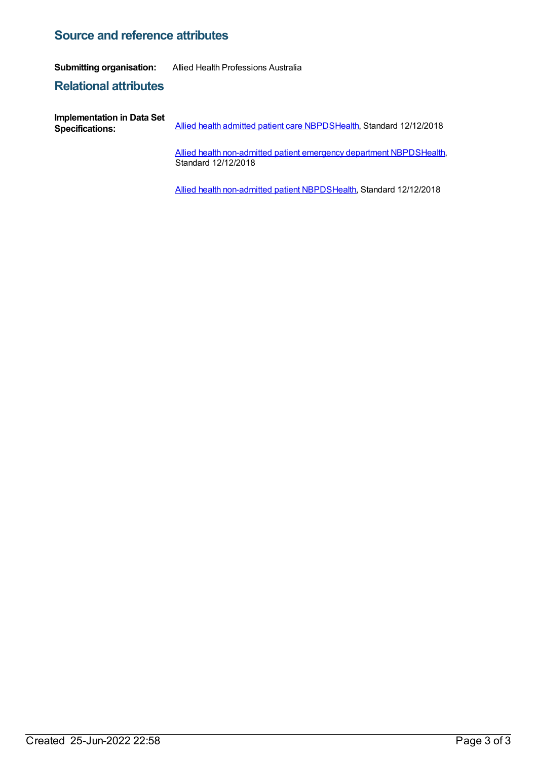## Source and reference attributes

**Submitting organisation:** Allied Health Professions Australia

## Relational attributes

**Implementation in Data Set Specifications:**

Allied health admitted patient care NBPDSHealth, Standard 12/12/2018

Allied health non-admitted patient emergency department NBPDSHealth, Standard 12/12/2018

Allied health non-admitted patient NBPDSHealth, Standard 12/12/2018